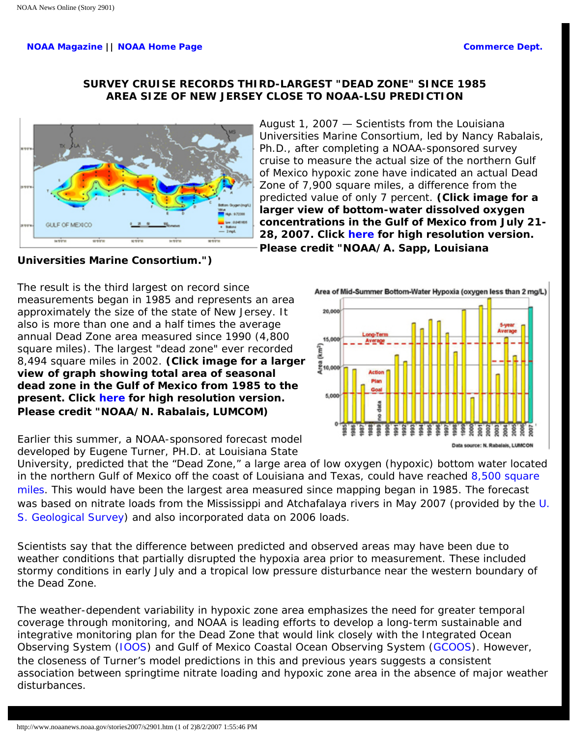**NOAA Magazine** || **NOAA Home Page** **Commerce Dept.**

## SURVEY CRUISE RECORDS THIRD-LARGEST "DEAD ZONE" SINCE 1985 AREA SIZE OF NEW JERSEY CLOSE TO NOAA-LSU PREDICTION

August 1, 2007 — Scientists from the Louisiana Universities Marine Consortium, led by Nancy Rabalais, Ph.D., after completing a NOAA-sponsored survey cruise to measure the actual size of the northern Gulf of Mexico hypoxic zone have indicated an actual Dead Zone of 7,900 square miles, a difference from the predicted value of only 7 percent. **(Click image for a larger view of bottom-water dissolved oxygen concentrations in the Gulf of Mexico from July 21-28, 2007. Click here for high resolution version. Please credit "NOAA/A. Sapp, Louisiana Universities Marine Consortium.")**

The result is the third largest on record since measurements began in 1985 and represents an area approximately the size of the state of New Jersey. It also is more than one and a half times the average annual Dead Zone area measured since 1990 (4,800 square miles). The largest "dead zone" ever recorded 8,494 square miles in 2002. **(Click image for a larger view of graph showing total area of seasonal dead zone in the Gulf of Mexico from 1985 to the present. Click here for high resolution version. Please credit "NOAA/N. Rabalais, LUMCOM)**

Earlier this summer, a NOAA-sponsored forecast model developed by Eugene Turner, PH.D. at Louisiana State University, predicted that the "Dead Zone," a large area of low oxygen (hypoxic) bottom water located in the northern Gulf of Mexico off the coast of Louisiana and Texas, could have reached 8,500 square miles. This would have been the largest area measured since mapping began in 1985. The forecast was based on nitrate loads from the Mississippi and Atchafalaya rivers in May 2007 (provided by the U. S. Geological Survey) and also incorporated data on 2006 loads.

Scientists say that the difference between predicted and observed areas may have been due to weather conditions that partially disrupted the hypoxia area prior to measurement. These included stormy conditions in early July and a tropical low pressure disturbance near the western boundary of the Dead Zone.

The weather-dependent variability in hypoxic zone area emphasizes the need for greater temporal coverage through monitoring, and NOAA is leading efforts to develop a long-term sustainable and integrative monitoring plan for the Dead Zone that would link closely with the Integrated Ocean Observing System (IOOS) and Gulf of Mexico Coastal Ocean Observing System (GCOOS). However, the closeness of Turner's model predictions in this and previous years suggests a consistent association between springtime nitrate loading and hypoxic zone area in the absence of major weather disturbances.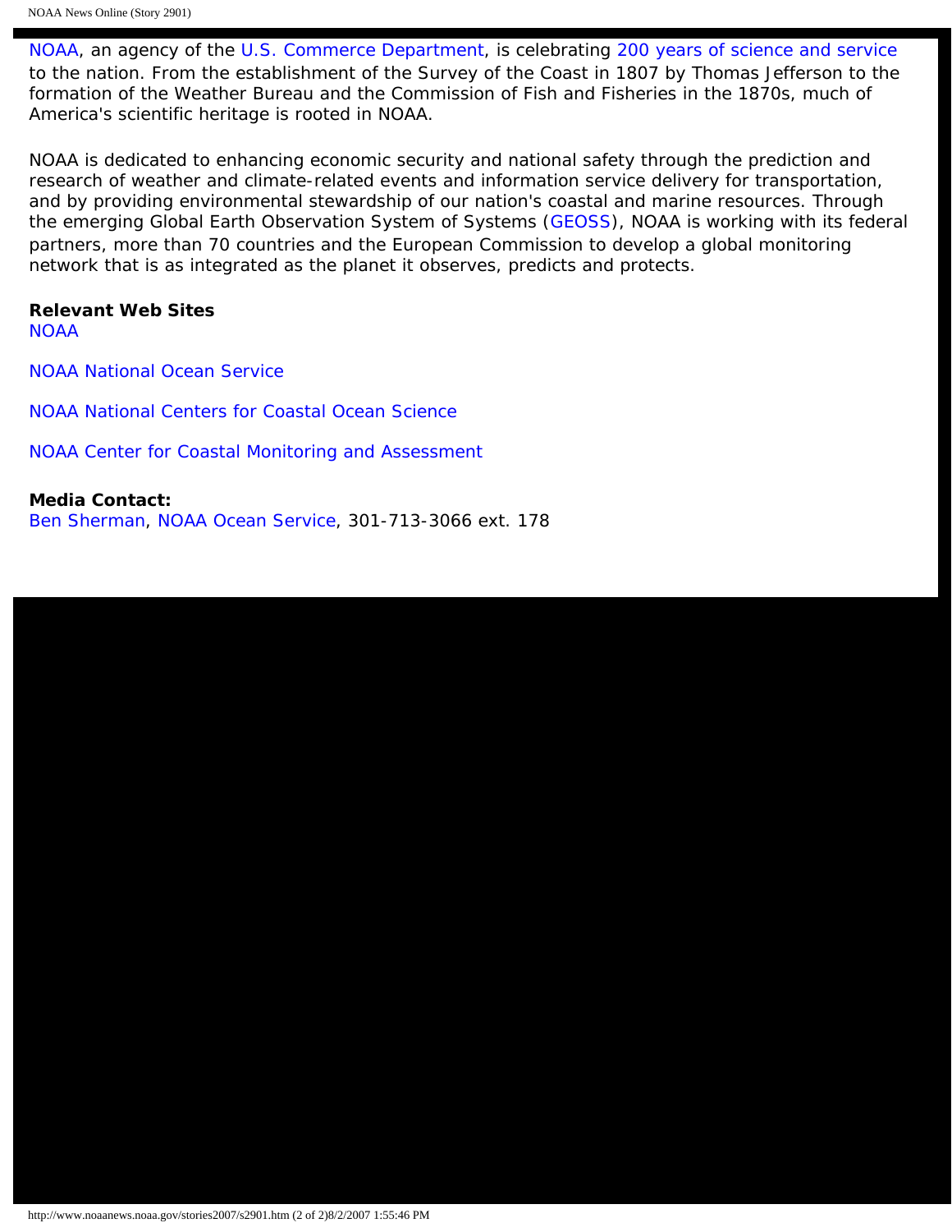NOAA, an agency of the U.S. Commerce Department, is celebrating 200 years of science and service to the nation. From the establishment of the Survey of the Coast in 1807 by Thomas Jefferson to the formation of the Weather Bureau and the Commission of Fish and Fisheries in the 1870s, much of America's scientific heritage is rooted in NOAA.

NOAA is dedicated to enhancing economic security and national safety through the prediction and research of weather and climate-related events and information service delivery for transportation, and by providing environmental stewardship of our nation's coastal and marine resources. Through the emerging Global Earth Observation System of Systems (GEOSS), NOAA is working with its federal partners, more than 70 countries and the European Commission to develop a global monitoring network that is as integrated as the planet it observes, predicts and protects.

**Relevant Web Sites**
NOAA

NOAA National Ocean Service

NOAA National Centers for Coastal Ocean Science

NOAA Center for Coastal Monitoring and Assessment

**Media Contact:**
Ben Sherman, NOAA Ocean Service, 301-713-3066 ext. 178